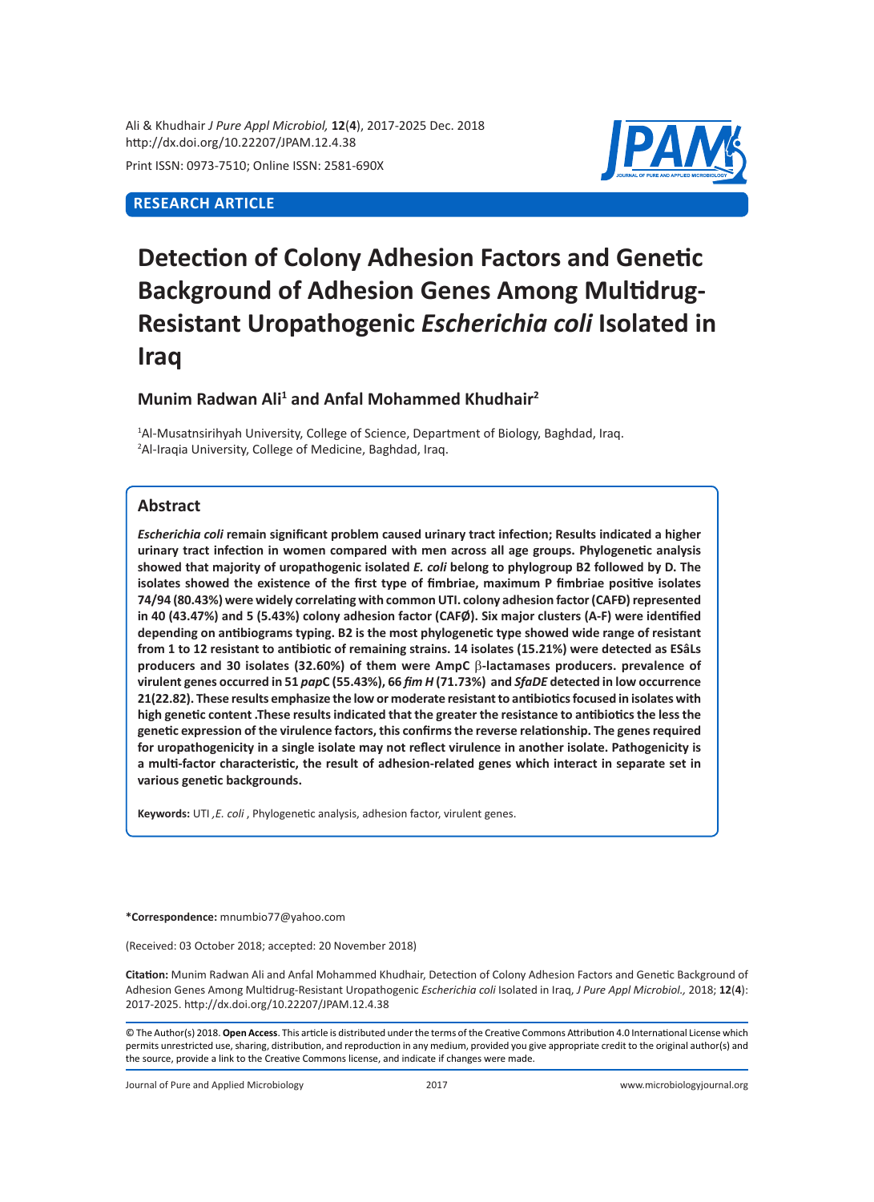Ali & Khudhair *J Pure Appl Microbiol,* **12**(**4**), 2017-2025 Dec. 2018
http://dx.doi.org/10.22207/JPAM.12.4.38

Print ISSN: 0973-7510; Online ISSN: 2581-690X

**RESEARCH ARTICLE**

# Detection of Colony Adhesion Factors and Genetic Background of Adhesion Genes Among Multidrug-Resistant Uropathogenic *Escherichia coli* Isolated in Iraq

**Munim Radwan Ali[1] and Anfal Mohammed Khudhair[2]**

[1]Al-Musatnsirihyah University, College of Science, Department of Biology, Baghdad, Iraq.
[2]Al-Iraqia University, College of Medicine, Baghdad, Iraq.

## Abstract

***Escherichia coli*** **remain significant problem caused urinary tract infection; Results indicated a higher urinary tract infection in women compared with men across all age groups. Phylogenetic analysis showed that majority of uropathogenic isolated *E. coli* belong to phylogroup B2 followed by D. The isolates showed the existence of the first type of fimbriae, maximum P fimbriae positive isolates 74/94 (80.43%) were widely correlating with common UTI. colony adhesion factor (CAFĐ) represented in 40 (43.47%) and 5 (5.43%) colony adhesion factor (CAFØ). Six major clusters (A-F) were identified depending on antibiograms typing. B2 is the most phylogenetic type showed wide range of resistant from 1 to 12 resistant to antibiotic of remaining strains. 14 isolates (15.21%) were detected as ESâLs producers and 30 isolates (32.60%) of them were AmpC β-lactamases producers. prevalence of virulent genes occurred in 51 *pap*C (55.43%), 66 *fim H* (71.73%) and *SfaDE* detected in low occurrence 21(22.82). These results emphasize the low or moderate resistant to antibiotics focused in isolates with high genetic content .These results indicated that the greater the resistance to antibiotics the less the genetic expression of the virulence factors, this confirms the reverse relationship. The genes required for uropathogenicity in a single isolate may not reflect virulence in another isolate. Pathogenicity is a multi-factor characteristic, the result of adhesion-related genes which interact in separate set in various genetic backgrounds.**

**Keywords:** UTI ,*E. coli* , Phylogenetic analysis, adhesion factor, virulent genes.

**\*Correspondence:** mnumbio77@yahoo.com

(Received: 03 October 2018; accepted: 20 November 2018)

**Citation:** Munim Radwan Ali and Anfal Mohammed Khudhair, Detection of Colony Adhesion Factors and Genetic Background of Adhesion Genes Among Multidrug-Resistant Uropathogenic *Escherichia coli* Isolated in Iraq, *J Pure Appl Microbiol.,* 2018; **12**(**4**): 2017-2025. http://dx.doi.org/10.22207/JPAM.12.4.38

© The Author(s) 2018. **Open Access**. This article is distributed under the terms of the Creative Commons Attribution 4.0 International License which permits unrestricted use, sharing, distribution, and reproduction in any medium, provided you give appropriate credit to the original author(s) and the source, provide a link to the Creative Commons license, and indicate if changes were made.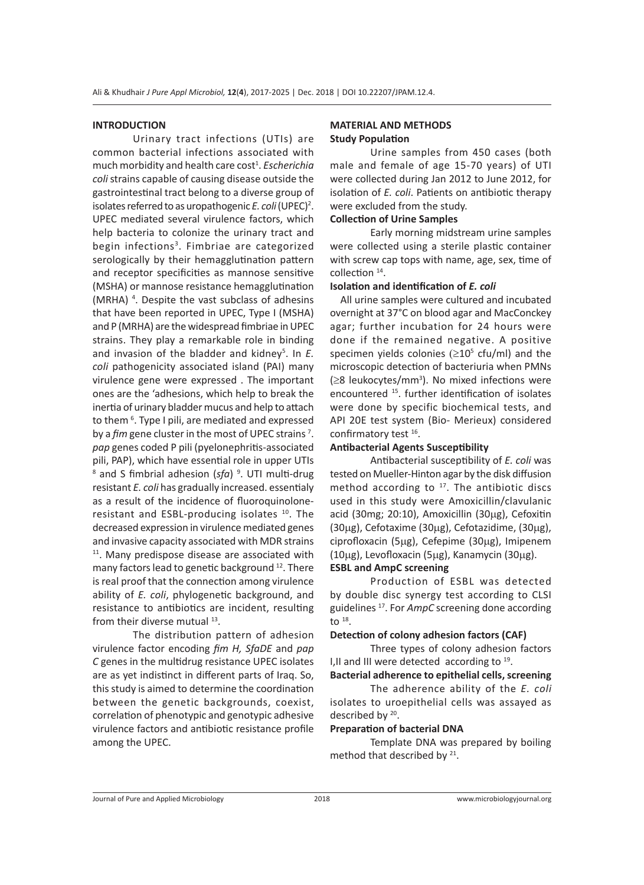## INTRODUCTION

Urinary tract infections (UTIs) are common bacterial infections associated with much morbidity and health care cost[1]. *Escherichia coli* strains capable of causing disease outside the gastrointestinal tract belong to a diverse group of isolates referred to as uropathogenic *E. coli* (UPEC)[2]. UPEC mediated several virulence factors, which help bacteria to colonize the urinary tract and begin infections[3]. Fimbriae are categorized serologically by their hemagglutination pattern and receptor specificities as mannose sensitive (MSHA) or mannose resistance hemagglutination (MRHA) [4]. Despite the vast subclass of adhesins that have been reported in UPEC, Type I (MSHA) and P (MRHA) are the widespread fimbriae in UPEC strains. They play a remarkable role in binding and invasion of the bladder and kidney[5]. In *E. coli* pathogenicity associated island (PAI) many virulence gene were expressed . The important ones are the 'adhesions, which help to break the inertia of urinary bladder mucus and help to attach to them [6]. Type I pili, are mediated and expressed by a *fim* gene cluster in the most of UPEC strains [7]. *pap* genes coded P pili (pyelonephritis-associated pili, PAP), which have essential role in upper UTIs [8] and S fimbrial adhesion (*sfa*) [9]. UTI multi-drug resistant *E. coli* has gradually increased. essentialy as a result of the incidence of fluoroquinolone-resistant and ESBL-producing isolates [10]. The decreased expression in virulence mediated genes and invasive capacity associated with MDR strains [11]. Many predispose disease are associated with many factors lead to genetic background [12]. There is real proof that the connection among virulence ability of *E. coli*, phylogenetic background, and resistance to antibiotics are incident, resulting from their diverse mutual [13].

The distribution pattern of adhesion virulence factor encoding *fim H, SfaDE* and *pap C* genes in the multidrug resistance UPEC isolates are as yet indistinct in different parts of Iraq. So, this study is aimed to determine the coordination between the genetic backgrounds, coexist, correlation of phenotypic and genotypic adhesive virulence factors and antibiotic resistance profile among the UPEC.

## MATERIAL AND METHODS

### Study Population

Urine samples from 450 cases (both male and female of age 15-70 years) of UTI were collected during Jan 2012 to June 2012, for isolation of *E. coli*. Patients on antibiotic therapy were excluded from the study.

### Collection of Urine Samples

Early morning midstream urine samples were collected using a sterile plastic container with screw cap tops with name, age, sex, time of collection [14].

### Isolation and identification of *E. coli*

All urine samples were cultured and incubated overnight at 37°C on blood agar and MacConckey agar; further incubation for 24 hours were done if the remained negative. A positive specimen yields colonies ($\geq 10^5$ cfu/ml) and the microscopic detection of bacteriuria when PMNs ($\geq 8$ leukocytes/mm$^3$). No mixed infections were encountered [15]. further identification of isolates were done by specific biochemical tests, and API 20E test system (Bio- Merieux) considered confirmatory test [16].

### Antibacterial Agents Susceptibility

Antibacterial susceptibility of *E. coli* was tested on Mueller-Hinton agar by the disk diffusion method according to [17]. The antibiotic discs used in this study were Amoxicillin/clavulanic acid (30mg; 20:10), Amoxicillin (30μg), Cefoxitin (30μg), Cefotaxime (30μg), Cefotazidime, (30μg), ciprofloxacin (5μg), Cefepime (30μg), Imipenem (10μg), Levofloxacin (5μg), Kanamycin (30μg).

### ESBL and AmpC screening

Production of ESBL was detected by double disc synergy test according to CLSI guidelines [17]. For *AmpC* screening done according to [18].

### Detection of colony adhesion factors (CAF)

Three types of colony adhesion factors I,II and III were detected according to [19].

### Bacterial adherence to epithelial cells, screening

The adherence ability of the *E. coli* isolates to uroepithelial cells was assayed as described by [20].

### Preparation of bacterial DNA

Template DNA was prepared by boiling method that described by [21].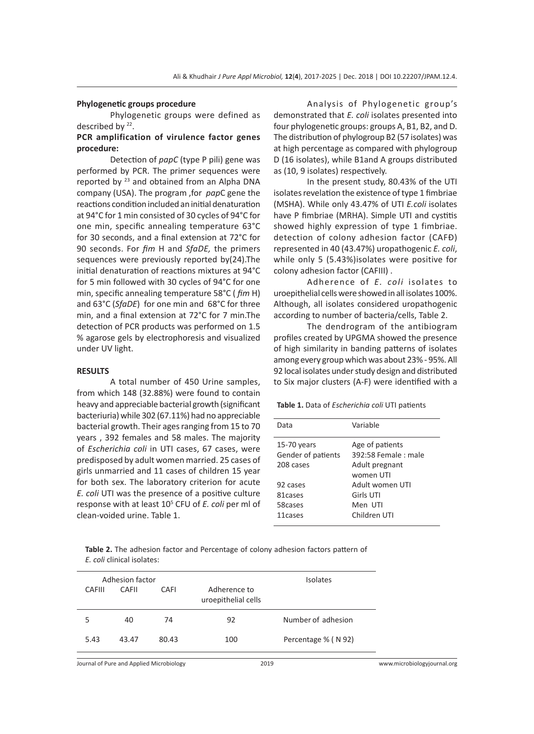**Phylogenetic groups procedure**

Phylogenetic groups were defined as described by [22].

**PCR amplification of virulence factor genes procedure:**

Detection of *papC* (type P pili) gene was performed by PCR. The primer sequences were reported by [23] and obtained from an Alpha DNA company (USA). The program ,for *pap*C gene the reactions condition included an initial denaturation at 94°C for 1 min consisted of 30 cycles of 94°C for one min, specific annealing temperature 63°C for 30 seconds, and a final extension at 72°C for 90 seconds. For *fim* H and *SfaDE,* the primers sequences were previously reported by(24).The initial denaturation of reactions mixtures at 94°C for 5 min followed with 30 cycles of 94°C for one min, specific annealing temperature 58°C ( *fim* H) and 63°C (*SfaDE*) for one min and 68°C for three min, and a final extension at 72°C for 7 min.The detection of PCR products was performed on 1.5 % agarose gels by electrophoresis and visualized under UV light.

## RESULTS

A total number of 450 Urine samples, from which 148 (32.88%) were found to contain heavy and appreciable bacterial growth (significant bacteriuria) while 302 (67.11%) had no appreciable bacterial growth. Their ages ranging from 15 to 70 years , 392 females and 58 males. The majority of *Escherichia coli* in UTI cases, 67 cases, were predisposed by adult women married. 25 cases of girls unmarried and 11 cases of children 15 year for both sex. The laboratory criterion for acute *E. coli* UTI was the presence of a positive culture response with at least $10^5$ CFU of *E. coli* per ml of clean-voided urine. Table 1.

Analysis of Phylogenetic group's demonstrated that *E. coli* isolates presented into four phylogenetic groups: groups A, B1, B2, and D. The distribution of phylogroup B2 (57 isolates) was at high percentage as compared with phylogroup D (16 isolates), while B1and A groups distributed as (10, 9 isolates) respectively.

In the present study, 80.43% of the UTI isolates revelation the existence of type 1 fimbriae (MSHA). While only 43.47% of UTI *E.coli* isolates have P fimbriae (MRHA). Simple UTI and cystitis showed highly expression of type 1 fimbriae. detection of colony adhesion factor (CAFĐ) represented in 40 (43.47%) uropathogenic *E. coli*, while only 5 (5.43%)isolates were positive for colony adhesion factor (CAFIII) .

Adherence of *E. coli* isolates to uroepithelial cells were showed in all isolates 100%. Although, all isolates considered uropathogenic according to number of bacteria/cells, Table 2.

The dendrogram of the antibiogram profiles created by UPGMA showed the presence of high similarity in banding patterns of isolates among every group which was about 23% - 95%. All 92 local isolates under study design and distributed to Six major clusters (A-F) were identified with a

**Table 1.** Data of *Escherichia coli* UTI patients

| Data | Variable |
|---|---|
| 15-70 years | Age of patients |
| Gender of patients | 392:58 Female : male |
| 208 cases | Adult pregnant women UTI |
| 92 cases | Adult women UTI |
| 81cases | Girls UTI |
| 58cases | Men UTI |
| 11cases | Children UTI |

**Table 2.** The adhesion factor and Percentage of colony adhesion factors pattern of *E. coli* clinical isolates:

| Adhesion factor | | | | Isolates |
|---|---|---|---|---|
| CAFIII | CAFII | CAFI | Adherence to uroepithelial cells | |
| 5 | 40 | 74 | 92 | Number of adhesion |
| 5.43 | 43.47 | 80.43 | 100 | Percentage % ( N 92) |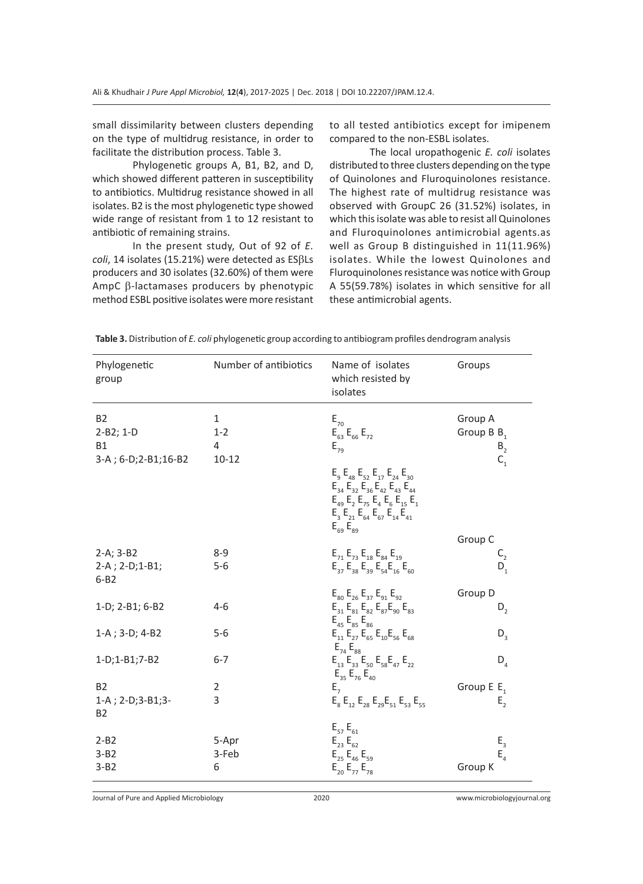small dissimilarity between clusters depending on the type of multidrug resistance, in order to facilitate the distribution process. Table 3.

Phylogenetic groups A, B1, B2, and D, which showed different patteren in susceptibility to antibiotics. Multidrug resistance showed in all isolates. B2 is the most phylogenetic type showed wide range of resistant from 1 to 12 resistant to antibiotic of remaining strains.

In the present study, Out of 92 of *E. coli*, 14 isolates (15.21%) were detected as ESβLs producers and 30 isolates (32.60%) of them were AmpC β-lactamases producers by phenotypic method ESBL positive isolates were more resistant to all tested antibiotics except for imipenem compared to the non-ESBL isolates.

The local uropathogenic *E. coli* isolates distributed to three clusters depending on the type of Quinolones and Fluroquinolones resistance. The highest rate of multidrug resistance was observed with GroupC 26 (31.52%) isolates, in which this isolate was able to resist all Quinolones and Fluroquinolones antimicrobial agents.as well as Group B distinguished in 11(11.96%) isolates. While the lowest Quinolones and Fluroquinolones resistance was notice with Group A 55(59.78%) isolates in which sensitive for all these antimicrobial agents.

**Table 3.** Distribution of *E. coli* phylogenetic group according to antibiogram profiles dendrogram analysis

| Phylogenetic group | Number of antibiotics | Name of isolates which resisted by isolates | Groups |
|---|---|---|---|
| B2 | 1 | $E_{70}$ | Group A |
| 2-B2; 1-D | 1-2 | $E_{63}$ $E_{66}$ $E_{72}$ | Group B $B_1$ |
| B1 | 4 | $E_{79}$ | $B_2$ |
| 3-A ; 6-D;2-B1;16-B2 | 10-12 | $E_9$ $E_{48}$ $E_{52}$ $E_{17}$ $E_{24}$ $E_{30}$ $E_{34}$ $E_{32}$ $E_{36}$ $E_{42}$ $E_{43}$ $E_{44}$ $E_{49}$ $E_2$ $E_{75}$ $E_4$ $E_6$ $E_{15}$ $E_1$ $E_3$ $E_{21}$ $E_{64}$ $E_{67}$ $E_{14}$ $E_{41}$ $E_{69}$ $E_{89}$ | $C_1$ |
| | | | Group C |
| 2-A; 3-B2 | 8-9 | $E_{71}$ $E_{73}$ $E_{18}$ $E_{84}$ $E_{19}$ | $C_2$ |
| 2-A ; 2-D;1-B1; 6-B2 | 5-6 | $E_{37}$ $E_{38}$ $E_{39}$ $E_{54}$ $E_{16}$ $E_{60}$ $E_{80}$ $E_{26}$ $E_{37}$ $E_{91}$ $E_{92}$ | $D_1$ |
| | | | Group D |
| 1-D; 2-B1; 6-B2 | 4-6 | $E_{31}$ $E_{81}$ $E_{82}$ $E_{87}$ $E_{90}$ $E_{83}$ $E_{45}$ $E_{85}$ $E_{86}$ | $D_2$ |
| 1-A ; 3-D; 4-B2 | 5-6 | $E_{11}$ $E_{27}$ $E_{65}$ $E_{10}$ $E_{56}$ $E_{68}$ $E_{74}$ $E_{88}$ | $D_3$ |
| 1-D;1-B1;7-B2 | 6-7 | $E_{13}$ $E_{33}$ $E_{50}$ $E_{58}$ $E_{47}$ $E_{22}$ $E_{35}$ $E_{76}$ $E_{40}$ | $D_4$ |
| B2 | 2 | $E_7$ | Group E $E_1$ |
| 1-A ; 2-D;3-B1;3-B2 | 3 | $E_8$ $E_{12}$ $E_{28}$ $E_{29}$ $E_{51}$ $E_{53}$ $E_{55}$ $E_{57}$ $E_{61}$ | $E_2$ |
| 2-B2 | 5-Apr | $E_{23}$ $E_{62}$ | $E_3$ |
| 3-B2 | 3-Feb | $E_{25}$ $E_{46}$ $E_{59}$ | $E_4$ |
| 3-B2 | 6 | $E_{20}$ $E_{77}$ $E_{78}$ | Group K |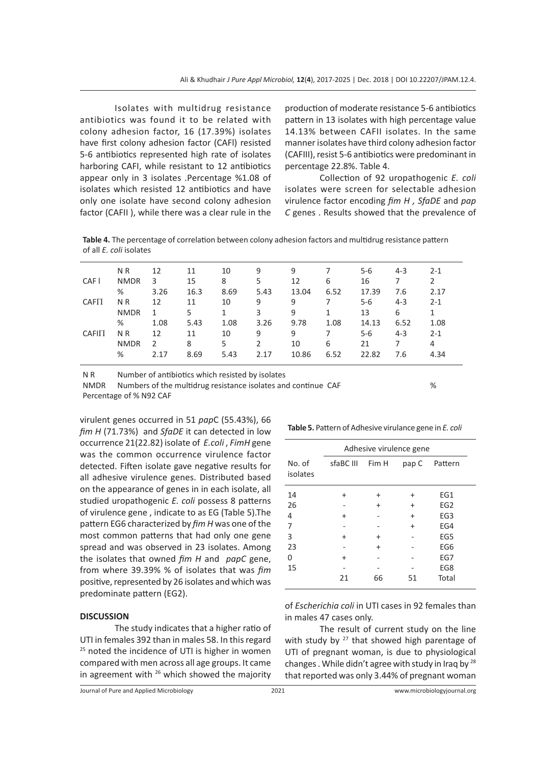Isolates with multidrug resistance antibiotics was found it to be related with colony adhesion factor, 16 (17.39%) isolates have first colony adhesion factor (CAFl) resisted 5-6 antibiotics represented high rate of isolates harboring CAFI, while resistant to 12 antibiotics appear only in 3 isolates .Percentage %1.08 of isolates which resisted 12 antibiotics and have only one isolate have second colony adhesion factor (CAFII ), while there was a clear rule in the production of moderate resistance 5-6 antibiotics pattern in 13 isolates with high percentage value 14.13% between CAFII isolates. In the same manner isolates have third colony adhesion factor (CAFIII), resist 5-6 antibiotics were predominant in percentage 22.8%. Table 4.

Collection of 92 uropathogenic *E. coli* isolates were screen for selectable adhesion virulence factor encoding *fim H* , *SfaDE* and *pap C* genes . Results showed that the prevalence of virulent genes occurred in 51 *pap*C (55.43%), 66 *fim H* (71.73%) and *SfaDE* it can detected in low occurrence 21(22.82) isolate of *E.coli* , *FimH* gene was the common occurrence virulence factor detected. Fiften isolate gave negative results for all adhesive virulence genes. Distributed based on the appearance of genes in in each isolate, all studied uropathogenic *E. coli* possess 8 patterns of virulence gene , indicate to as EG (Table 5).The pattern EG6 characterized by *fim H* was one of the most common patterns that had only one gene spread and was observed in 23 isolates. Among the isolates that owned *fim H* and *papC* gene, from where 39.39% % of isolates that was *fim* positive, represented by 26 isolates and which was predominate pattern (EG2).

**Table 4.** The percentage of correlation between colony adhesion factors and multidrug resistance pattern of all *E. coli* isolates

| | | | | | | | | | | |
|---|---|---|---|---|---|---|---|---|---|---|
| | N R | 12 | 11 | 10 | 9 | 9 | 7 | 5-6 | 4-3 | 2-1 |
| CAF I | NMDR | 3 | 15 | 8 | 5 | 12 | 6 | 16 | 7 | 2 |
| | % | 3.26 | 16.3 | 8.69 | 5.43 | 13.04 | 6.52 | 17.39 | 7.6 | 2.17 |
| CAFII | N R | 12 | 11 | 10 | 9 | 9 | 7 | 5-6 | 4-3 | 2-1 |
| | NMDR | 1 | 5 | 1 | 3 | 9 | 1 | 13 | 6 | 1 |
| | % | 1.08 | 5.43 | 1.08 | 3.26 | 9.78 | 1.08 | 14.13 | 6.52 | 1.08 |
| CAFIII | N R | 12 | 11 | 10 | 9 | 9 | 7 | 5-6 | 4-3 | 2-1 |
| | NMDR | 2 | 8 | 5 | 2 | 10 | 6 | 21 | 7 | 4 |
| | % | 2.17 | 8.69 | 5.43 | 2.17 | 10.86 | 6.52 | 22.82 | 7.6 | 4.34 |

N R Number of antibiotics which resisted by isolates
NMDR Numbers of the multidrug resistance isolates and continue CAF %
Percentage of % N92 CAF

**Table 5.** Pattern of Adhesive virulance gene in *E. coli*

| No. of isolates | Adhesive virulence gene | | | |
|---|---|---|---|---|
| | sfaBC III | Fim H | pap C | Pattern |
| 14 | + | + | + | EG1 |
| 26 | - | + | + | EG2 |
| 4 | + | - | + | EG3 |
| 7 | - | - | + | EG4 |
| 3 | + | + | - | EG5 |
| 23 | - | + | - | EG6 |
| 0 | + | - | - | EG7 |
| 15 | - | - | - | EG8 |
| | 21 | 66 | 51 | Total |

## DISCUSSION

The study indicates that a higher ratio of UTI in females 392 than in males 58. In this regard [25] noted the incidence of UTI is higher in women compared with men across all age groups. It came in agreement with [26] which showed the majority of *Escherichia coli* in UTI cases in 92 females than in males 47 cases only.

The result of current study on the line with study by [27] that showed high parentage of UTI of pregnant woman, is due to physiological changes . While didn't agree with study in Iraq by [28] that reported was only 3.44% of pregnant woman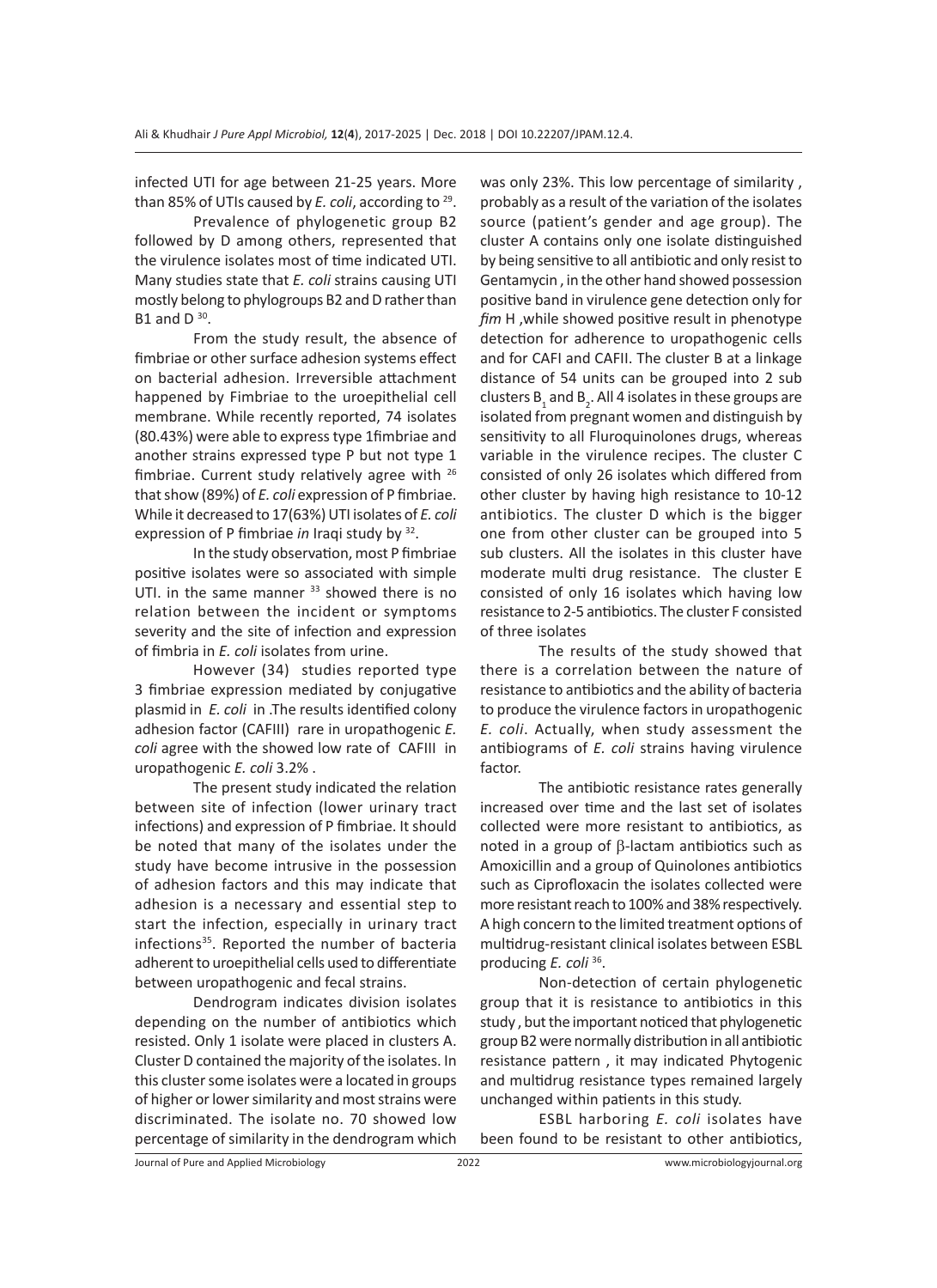infected UTI for age between 21-25 years. More than 85% of UTIs caused by *E. coli*, according to [29].

Prevalence of phylogenetic group B2 followed by D among others, represented that the virulence isolates most of time indicated UTI. Many studies state that *E. coli* strains causing UTI mostly belong to phylogroups B2 and D rather than B1 and D [30].

From the study result, the absence of fimbriae or other surface adhesion systems effect on bacterial adhesion. Irreversible attachment happened by Fimbriae to the uroepithelial cell membrane. While recently reported, 74 isolates (80.43%) were able to express type 1fimbriae and another strains expressed type P but not type 1 fimbriae. Current study relatively agree with [26] that show (89%) of *E. coli* expression of P fimbriae. While it decreased to 17(63%) UTI isolates of *E. coli* expression of P fimbriae *in* Iraqi study by [32].

In the study observation, most P fimbriae positive isolates were so associated with simple UTI. in the same manner [33] showed there is no relation between the incident or symptoms severity and the site of infection and expression of fimbria in *E. coli* isolates from urine.

However (34) studies reported type 3 fimbriae expression mediated by conjugative plasmid in *E. coli* in .The results identified colony adhesion factor (CAFIII) rare in uropathogenic *E. coli* agree with the showed low rate of CAFIII in uropathogenic *E. coli* 3.2% .

The present study indicated the relation between site of infection (lower urinary tract infections) and expression of P fimbriae. It should be noted that many of the isolates under the study have become intrusive in the possession of adhesion factors and this may indicate that adhesion is a necessary and essential step to start the infection, especially in urinary tract infections[35]. Reported the number of bacteria adherent to uroepithelial cells used to differentiate between uropathogenic and fecal strains.

Dendrogram indicates division isolates depending on the number of antibiotics which resisted. Only 1 isolate were placed in clusters A. Cluster D contained the majority of the isolates. In this cluster some isolates were a located in groups of higher or lower similarity and most strains were discriminated. The isolate no. 70 showed low percentage of similarity in the dendrogram which was only 23%. This low percentage of similarity , probably as a result of the variation of the isolates source (patient's gender and age group). The cluster A contains only one isolate distinguished by being sensitive to all antibiotic and only resist to Gentamycin , in the other hand showed possession positive band in virulence gene detection only for *fim* H ,while showed positive result in phenotype detection for adherence to uropathogenic cells and for CAFI and CAFII. The cluster B at a linkage distance of 54 units can be grouped into 2 sub clusters $B_1$ and $B_2$. All 4 isolates in these groups are isolated from pregnant women and distinguish by sensitivity to all Fluroquinolones drugs, whereas variable in the virulence recipes. The cluster C consisted of only 26 isolates which differed from other cluster by having high resistance to 10-12 antibiotics. The cluster D which is the bigger one from other cluster can be grouped into 5 sub clusters. All the isolates in this cluster have moderate multi drug resistance. The cluster E consisted of only 16 isolates which having low resistance to 2-5 antibiotics. The cluster F consisted of three isolates

The results of the study showed that there is a correlation between the nature of resistance to antibiotics and the ability of bacteria to produce the virulence factors in uropathogenic *E. coli*. Actually, when study assessment the antibiograms of *E. coli* strains having virulence factor.

The antibiotic resistance rates generally increased over time and the last set of isolates collected were more resistant to antibiotics, as noted in a group of β-lactam antibiotics such as Amoxicillin and a group of Quinolones antibiotics such as Ciprofloxacin the isolates collected were more resistant reach to 100% and 38% respectively. A high concern to the limited treatment options of multidrug-resistant clinical isolates between ESBL producing *E. coli* [36].

Non-detection of certain phylogenetic group that it is resistance to antibiotics in this study , but the important noticed that phylogenetic group B2 were normally distribution in all antibiotic resistance pattern , it may indicated Phytogenic and multidrug resistance types remained largely unchanged within patients in this study.

ESBL harboring *E. coli* isolates have been found to be resistant to other antibiotics,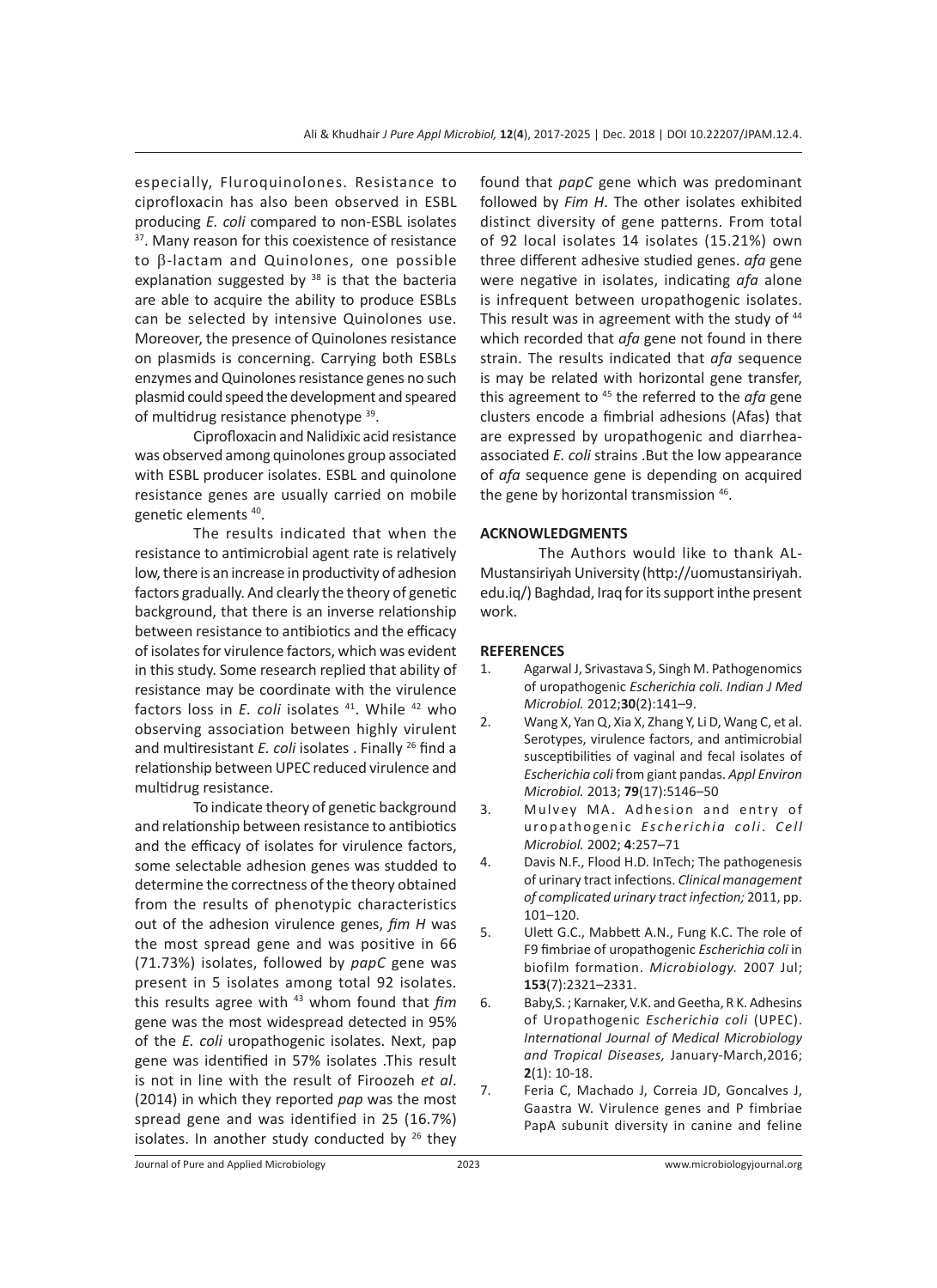especially, Fluroquinolones. Resistance to ciprofloxacin has also been observed in ESBL producing *E. coli* compared to non-ESBL isolates [37]. Many reason for this coexistence of resistance to β-lactam and Quinolones, one possible explanation suggested by [38] is that the bacteria are able to acquire the ability to produce ESBLs can be selected by intensive Quinolones use. Moreover, the presence of Quinolones resistance on plasmids is concerning. Carrying both ESBLs enzymes and Quinolones resistance genes no such plasmid could speed the development and speared of multidrug resistance phenotype [39].

Ciprofloxacin and Nalidixic acid resistance was observed among quinolones group associated with ESBL producer isolates. ESBL and quinolone resistance genes are usually carried on mobile genetic elements [40].

The results indicated that when the resistance to antimicrobial agent rate is relatively low, there is an increase in productivity of adhesion factors gradually. And clearly the theory of genetic background, that there is an inverse relationship between resistance to antibiotics and the efficacy of isolates for virulence factors, which was evident in this study. Some research replied that ability of resistance may be coordinate with the virulence factors loss in *E. coli* isolates [41]. While [42] who observing association between highly virulent and multiresistant *E. coli* isolates . Finally [26] find a relationship between UPEC reduced virulence and multidrug resistance.

To indicate theory of genetic background and relationship between resistance to antibiotics and the efficacy of isolates for virulence factors, some selectable adhesion genes was studded to determine the correctness of the theory obtained from the results of phenotypic characteristics out of the adhesion virulence genes, *fim H* was the most spread gene and was positive in 66 (71.73%) isolates, followed by *papC* gene was present in 5 isolates among total 92 isolates. this results agree with [43] whom found that *fim* gene was the most widespread detected in 95% of the *E. coli* uropathogenic isolates. Next, pap gene was identified in 57% isolates .This result is not in line with the result of Firoozeh *et al*. (2014) in which they reported *pap* was the most spread gene and was identified in 25 (16.7%) isolates. In another study conducted by [26] they found that *papC* gene which was predominant followed by *Fim H*. The other isolates exhibited distinct diversity of gene patterns. From total of 92 local isolates 14 isolates (15.21%) own three different adhesive studied genes. *afa* gene were negative in isolates, indicating *afa* alone is infrequent between uropathogenic isolates. This result was in agreement with the study of [44] which recorded that *afa* gene not found in there strain. The results indicated that *afa* sequence is may be related with horizontal gene transfer, this agreement to [45] the referred to the *afa* gene clusters encode a fimbrial adhesions (Afas) that are expressed by uropathogenic and diarrhea-associated *E. coli* strains .But the low appearance of *afa* sequence gene is depending on acquired the gene by horizontal transmission [46].

## ACKNOWLEDGMENTS

The Authors would like to thank AL-Mustansiriyah University (http://uomustansiriyah.edu.iq/) Baghdad, Iraq for its support inthe present work.

## REFERENCES

1. Agarwal J, Srivastava S, Singh M. Pathogenomics of uropathogenic *Escherichia coli*. *Indian J Med Microbiol.* 2012;**30**(2):141–9.
2. Wang X, Yan Q, Xia X, Zhang Y, Li D, Wang C, et al. Serotypes, virulence factors, and antimicrobial susceptibilities of vaginal and fecal isolates of *Escherichia coli* from giant pandas. *Appl Environ Microbiol.* 2013; **79**(17):5146–50
3. Mulvey MA. Adhesion and entry of uropathogenic *Escherichia coli*. *Cell Microbiol.* 2002; **4**:257–71
4. Davis N.F., Flood H.D. InTech; The pathogenesis of urinary tract infections. *Clinical management of complicated urinary tract infection;* 2011, pp. 101–120.
5. Ulett G.C., Mabbett A.N., Fung K.C. The role of F9 fimbriae of uropathogenic *Escherichia coli* in biofilm formation. *Microbiology.* 2007 Jul; **153**(7):2321–2331.
6. Baby,S. ; Karnaker, V.K. and Geetha, R K. Adhesins of Uropathogenic *Escherichia coli* (UPEC). *International Journal of Medical Microbiology and Tropical Diseases,* January-March,2016; **2**(1): 10-18.
7. Feria C, Machado J, Correia JD, Goncalves J, Gaastra W. Virulence genes and P fimbriae PapA subunit diversity in canine and feline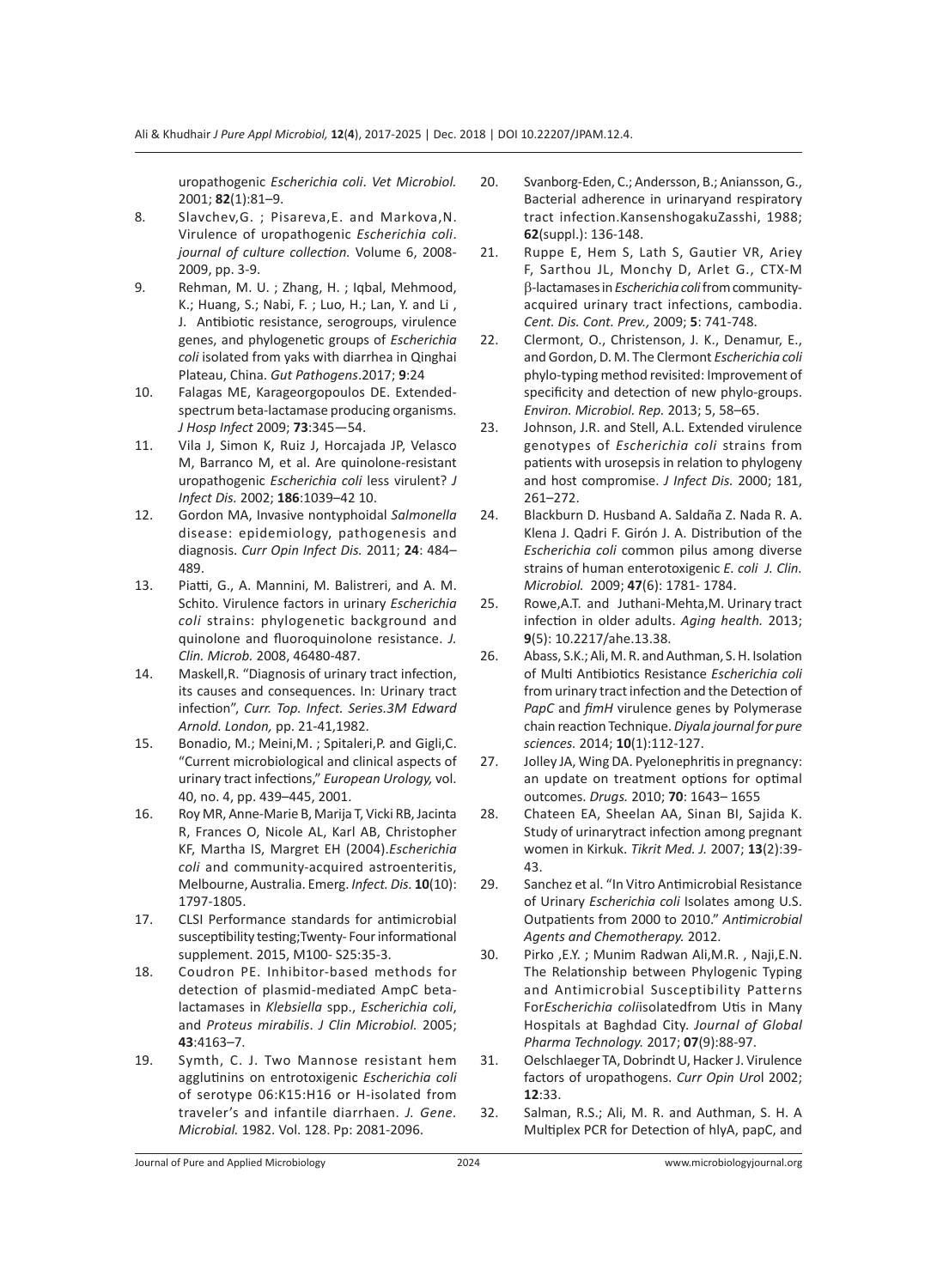uropathogenic *Escherichia coli*. *Vet Microbiol.* 2001; **82**(1):81–9.

8. Slavchev,G. ; Pisareva,E. and Markova,N. Virulence of uropathogenic *Escherichia coli*. *journal of culture collection.* Volume 6, 2008-2009, pp. 3-9.
9. Rehman, M. U. ; Zhang, H. ; Iqbal, Mehmood, K.; Huang, S.; Nabi, F. ; Luo, H.; Lan, Y. and Li , J. Antibiotic resistance, serogroups, virulence genes, and phylogenetic groups of *Escherichia coli* isolated from yaks with diarrhea in Qinghai Plateau, China. *Gut Pathogens*.2017; **9**:24
10. Falagas ME, Karageorgopoulos DE. Extended-spectrum beta-lactamase producing organisms. *J Hosp Infect* 2009; **73**:345—54.
11. Vila J, Simon K, Ruiz J, Horcajada JP, Velasco M, Barranco M, et al. Are quinolone-resistant uropathogenic *Escherichia coli* less virulent? *J Infect Dis.* 2002; **186**:1039–42 10.
12. Gordon MA, Invasive nontyphoidal *Salmonella* disease: epidemiology, pathogenesis and diagnosis. *Curr Opin Infect Dis.* 2011; **24**: 484–489.
13. Piatti, G., A. Mannini, M. Balistreri, and A. M. Schito. Virulence factors in urinary *Escherichia coli* strains: phylogenetic background and quinolone and fluoroquinolone resistance. *J. Clin. Microb.* 2008, 46480-487.
14. Maskell,R. "Diagnosis of urinary tract infection, its causes and consequences. In: Urinary tract infection", *Curr. Top. Infect. Series.3M Edward Arnold. London,* pp. 21-41,1982.
15. Bonadio, M.; Meini,M. ; Spitaleri,P. and Gigli,C. "Current microbiological and clinical aspects of urinary tract infections," *European Urology,* vol. 40, no. 4, pp. 439–445, 2001.
16. Roy MR, Anne-Marie B, Marija T, Vicki RB, Jacinta R, Frances O, Nicole AL, Karl AB, Christopher KF, Martha IS, Margret EH (2004).*Escherichia coli* and community-acquired astroenteritis, Melbourne, Australia. Emerg. *Infect. Dis.* **10**(10): 1797-1805.
17. CLSI Performance standards for antimicrobial susceptibility testing;Twenty- Four informational supplement. 2015, M100- S25:35-3.
18. Coudron PE. Inhibitor-based methods for detection of plasmid-mediated AmpC beta-lactamases in *Klebsiella* spp., *Escherichia coli*, and *Proteus mirabilis*. *J Clin Microbiol.* 2005; **43**:4163–7.
19. Symth, C. J. Two Mannose resistant hem agglutinins on entrotoxigenic *Escherichia coli* of serotype 06:K15:H16 or H-isolated from traveler's and infantile diarrhaen. *J. Gene. Microbial.* 1982. Vol. 128. Pp: 2081-2096.
20. Svanborg-Eden, C.; Andersson, B.; Aniansson, G., Bacterial adherence in urinaryand respiratory tract infection.KansenshogakuZasshi, 1988; **62**(suppl.): 136-148.
21. Ruppe E, Hem S, Lath S, Gautier VR, Ariey F, Sarthou JL, Monchy D, Arlet G., CTX-M β-lactamases in *Escherichia coli* from community-acquired urinary tract infections, cambodia. *Cent. Dis. Cont. Prev.,* 2009; **5**: 741-748.
22. Clermont, O., Christenson, J. K., Denamur, E., and Gordon, D. M. The Clermont *Escherichia coli* phylo-typing method revisited: Improvement of specificity and detection of new phylo-groups. *Environ. Microbiol. Rep.* 2013; 5, 58–65.
23. Johnson, J.R. and Stell, A.L. Extended virulence genotypes of *Escherichia coli* strains from patients with urosepsis in relation to phylogeny and host compromise. *J Infect Dis.* 2000; 181, 261–272.
24. Blackburn D. Husband A. Saldaña Z. Nada R. A. Klena J. Qadri F. Girón J. A. Distribution of the *Escherichia coli* common pilus among diverse strains of human enterotoxigenic *E. coli J. Clin. Microbiol.* 2009; **47**(6): 1781- 1784.
25. Rowe,A.T. and Juthani-Mehta,M. Urinary tract infection in older adults. *Aging health.* 2013; **9**(5): 10.2217/ahe.13.38.
26. Abass, S.K.; Ali, M. R. and Authman, S. H. Isolation of Multi Antibiotics Resistance *Escherichia coli* from urinary tract infection and the Detection of *PapC* and *fimH* virulence genes by Polymerase chain reaction Technique. *Diyala journal for pure sciences.* 2014; **10**(1):112-127.
27. Jolley JA, Wing DA. Pyelonephritis in pregnancy: an update on treatment options for optimal outcomes. *Drugs.* 2010; **70**: 1643– 1655
28. Chateen EA, Sheelan AA, Sinan BI, Sajida K. Study of urinarytract infection among pregnant women in Kirkuk. *Tikrit Med. J.* 2007; **13**(2):39-43.
29. Sanchez et al. "In Vitro Antimicrobial Resistance of Urinary *Escherichia coli* Isolates among U.S. Outpatients from 2000 to 2010." *Antimicrobial Agents and Chemotherapy.* 2012.
30. Pirko ,E.Y. ; Munim Radwan Ali,M.R. , Naji,E.N. The Relationship between Phylogenic Typing and Antimicrobial Susceptibility Patterns For*Escherichia coli*isolatedfrom Utis in Many Hospitals at Baghdad City. *Journal of Global Pharma Technology.* 2017; **07**(9):88-97.
31. Oelschlaeger TA, Dobrindt U, Hacker J. Virulence factors of uropathogens. *Curr Opin Urol* 2002; **12**:33.
32. Salman, R.S.; Ali, M. R. and Authman, S. H. A Multiplex PCR for Detection of hlyA, papC, and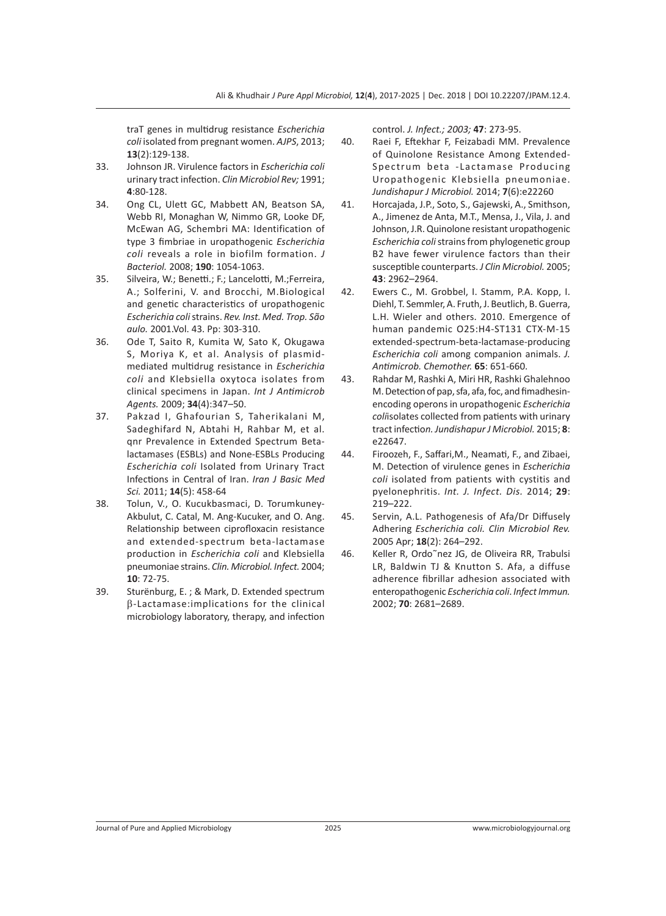traT genes in multidrug resistance *Escherichia coli* isolated from pregnant women. *AJPS*, 2013; **13**(2):129-138.

33. Johnson JR. Virulence factors in *Escherichia coli* urinary tract infection. *Clin Microbiol Rev;* 1991; **4**:80-128.
34. Ong CL, Ulett GC, Mabbett AN, Beatson SA, Webb RI, Monaghan W, Nimmo GR, Looke DF, McEwan AG, Schembri MA: Identification of type 3 fimbriae in uropathogenic *Escherichia coli* reveals a role in biofilm formation. *J Bacteriol.* 2008; **190**: 1054-1063.
35. Silveira, W.; Benetti.; F.; Lancelotti, M.;Ferreira, A.; Solferini, V. and Brocchi, M.Biological and genetic characteristics of uropathogenic *Escherichia coli* strains. *Rev. Inst. Med. Trop. São aulo.* 2001.Vol. 43. Pp: 303-310.
36. Ode T, Saito R, Kumita W, Sato K, Okugawa S, Moriya K, et al. Analysis of plasmid-mediated multidrug resistance in *Escherichia coli* and Klebsiella oxytoca isolates from clinical specimens in Japan. *Int J Antimicrob Agents.* 2009; **34**(4):347–50.
37. Pakzad I, Ghafourian S, Taherikalani M, Sadeghifard N, Abtahi H, Rahbar M, et al. qnr Prevalence in Extended Spectrum Beta-lactamases (ESBLs) and None-ESBLs Producing *Escherichia coli* Isolated from Urinary Tract Infections in Central of Iran. *Iran J Basic Med Sci.* 2011; **14**(5): 458-64
38. Tolun, V., O. Kucukbasmaci, D. Torumkuney-Akbulut, C. Catal, M. Ang-Kucuker, and O. Ang. Relationship between ciprofloxacin resistance and extended-spectrum beta-lactamase production in *Escherichia coli* and Klebsiella pneumoniae strains. *Clin. Microbiol. Infect.* 2004; **10**: 72-75.
39. Sturënburg, E. ; & Mark, D. Extended spectrum β-Lactamase:implications for the clinical microbiology laboratory, therapy, and infection control. *J. Infect.; 2003;* **47**: 273-95.
40. Raei F, Eftekhar F, Feizabadi MM. Prevalence of Quinolone Resistance Among Extended-Spectrum beta -Lactamase Producing Uropathogenic Klebsiella pneumoniae. *Jundishapur J Microbiol.* 2014; **7**(6):e22260
41. Horcajada, J.P., Soto, S., Gajewski, A., Smithson, A., Jimenez de Anta, M.T., Mensa, J., Vila, J. and Johnson, J.R. Quinolone resistant uropathogenic *Escherichia coli* strains from phylogenetic group B2 have fewer virulence factors than their susceptible counterparts. *J Clin Microbiol.* 2005; **43**: 2962–2964.
42. Ewers C., M. Grobbel, I. Stamm, P.A. Kopp, I. Diehl, T. Semmler, A. Fruth, J. Beutlich, B. Guerra, L.H. Wieler and others. 2010. Emergence of human pandemic O25:H4-ST131 CTX-M-15 extended-spectrum-beta-lactamase-producing *Escherichia coli* among companion animals. *J. Antimicrob. Chemother.* **65**: 651-660.
43. Rahdar M, Rashki A, Miri HR, Rashki Ghalehnoo M. Detection of pap, sfa, afa, foc, and fimadhesin-encoding operons in uropathogenic *Escherichia coli*isolates collected from patients with urinary tract infection. *Jundishapur J Microbiol.* 2015; **8**: e22647.
44. Firoozeh, F., Saffari,M., Neamati, F., and Zibaei, M. Detection of virulence genes in *Escherichia coli* isolated from patients with cystitis and pyelonephritis. *Int. J. Infect. Dis.* 2014; **29**: 219–222.
45. Servin, A.L. Pathogenesis of Afa/Dr Diffusely Adhering *Escherichia coli. Clin Microbiol Rev.* 2005 Apr; **18**(2): 264–292.
46. Keller R, Ordo˜nez JG, de Oliveira RR, Trabulsi LR, Baldwin TJ & Knutton S. Afa, a diffuse adherence fibrillar adhesion associated with enteropathogenic *Escherichia coli*. *Infect Immun.* 2002; **70**: 2681–2689.